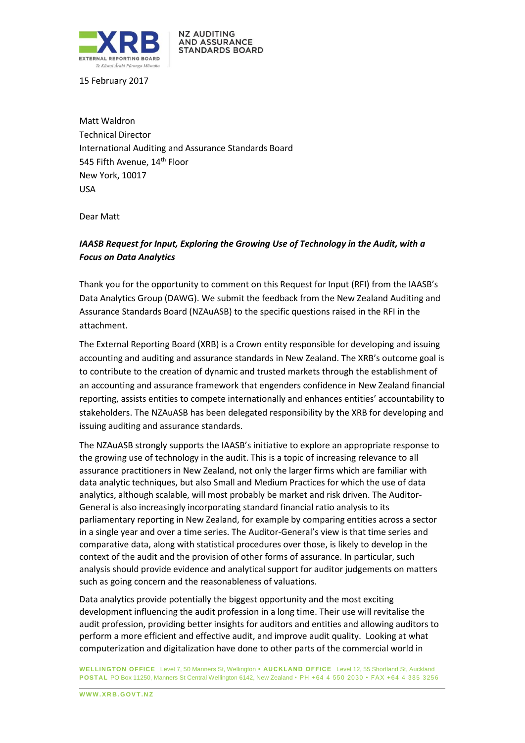15 February 2017

Matt Waldron
Technical Director
International Auditing and Assurance Standards Board
545 Fifth Avenue, 14th Floor
New York, 10017
USA

Dear Matt

***IAASB Request for Input, Exploring the Growing Use of Technology in the Audit, with a Focus on Data Analytics***

Thank you for the opportunity to comment on this Request for Input (RFI) from the IAASB's Data Analytics Group (DAWG). We submit the feedback from the New Zealand Auditing and Assurance Standards Board (NZAuASB) to the specific questions raised in the RFI in the attachment.

The External Reporting Board (XRB) is a Crown entity responsible for developing and issuing accounting and auditing and assurance standards in New Zealand. The XRB's outcome goal is to contribute to the creation of dynamic and trusted markets through the establishment of an accounting and assurance framework that engenders confidence in New Zealand financial reporting, assists entities to compete internationally and enhances entities' accountability to stakeholders. The NZAuASB has been delegated responsibility by the XRB for developing and issuing auditing and assurance standards.

The NZAuASB strongly supports the IAASB's initiative to explore an appropriate response to the growing use of technology in the audit. This is a topic of increasing relevance to all assurance practitioners in New Zealand, not only the larger firms which are familiar with data analytic techniques, but also Small and Medium Practices for which the use of data analytics, although scalable, will most probably be market and risk driven. The Auditor-General is also increasingly incorporating standard financial ratio analysis to its parliamentary reporting in New Zealand, for example by comparing entities across a sector in a single year and over a time series. The Auditor-General's view is that time series and comparative data, along with statistical procedures over those, is likely to develop in the context of the audit and the provision of other forms of assurance. In particular, such analysis should provide evidence and analytical support for auditor judgements on matters such as going concern and the reasonableness of valuations.

Data analytics provide potentially the biggest opportunity and the most exciting development influencing the audit profession in a long time. Their use will revitalise the audit profession, providing better insights for auditors and entities and allowing auditors to perform a more efficient and effective audit, and improve audit quality. Looking at what computerization and digitalization have done to other parts of the commercial world in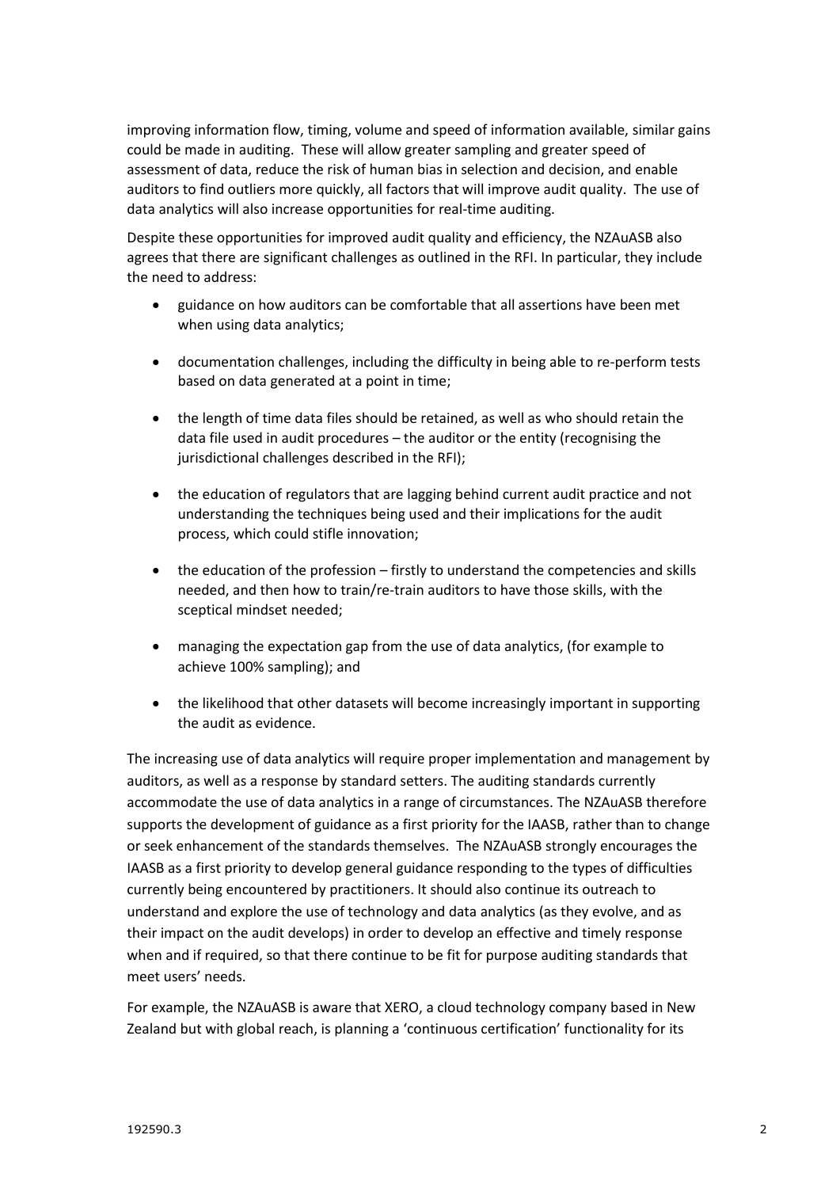improving information flow, timing, volume and speed of information available, similar gains could be made in auditing. These will allow greater sampling and greater speed of assessment of data, reduce the risk of human bias in selection and decision, and enable auditors to find outliers more quickly, all factors that will improve audit quality. The use of data analytics will also increase opportunities for real-time auditing.

Despite these opportunities for improved audit quality and efficiency, the NZAuASB also agrees that there are significant challenges as outlined in the RFI. In particular, they include the need to address:

- guidance on how auditors can be comfortable that all assertions have been met when using data analytics;
- documentation challenges, including the difficulty in being able to re-perform tests based on data generated at a point in time;
- the length of time data files should be retained, as well as who should retain the data file used in audit procedures – the auditor or the entity (recognising the jurisdictional challenges described in the RFI);
- the education of regulators that are lagging behind current audit practice and not understanding the techniques being used and their implications for the audit process, which could stifle innovation;
- the education of the profession – firstly to understand the competencies and skills needed, and then how to train/re-train auditors to have those skills, with the sceptical mindset needed;
- managing the expectation gap from the use of data analytics, (for example to achieve 100% sampling); and
- the likelihood that other datasets will become increasingly important in supporting the audit as evidence.

The increasing use of data analytics will require proper implementation and management by auditors, as well as a response by standard setters. The auditing standards currently accommodate the use of data analytics in a range of circumstances. The NZAuASB therefore supports the development of guidance as a first priority for the IAASB, rather than to change or seek enhancement of the standards themselves. The NZAuASB strongly encourages the IAASB as a first priority to develop general guidance responding to the types of difficulties currently being encountered by practitioners. It should also continue its outreach to understand and explore the use of technology and data analytics (as they evolve, and as their impact on the audit develops) in order to develop an effective and timely response when and if required, so that there continue to be fit for purpose auditing standards that meet users' needs.

For example, the NZAuASB is aware that XERO, a cloud technology company based in New Zealand but with global reach, is planning a 'continuous certification' functionality for its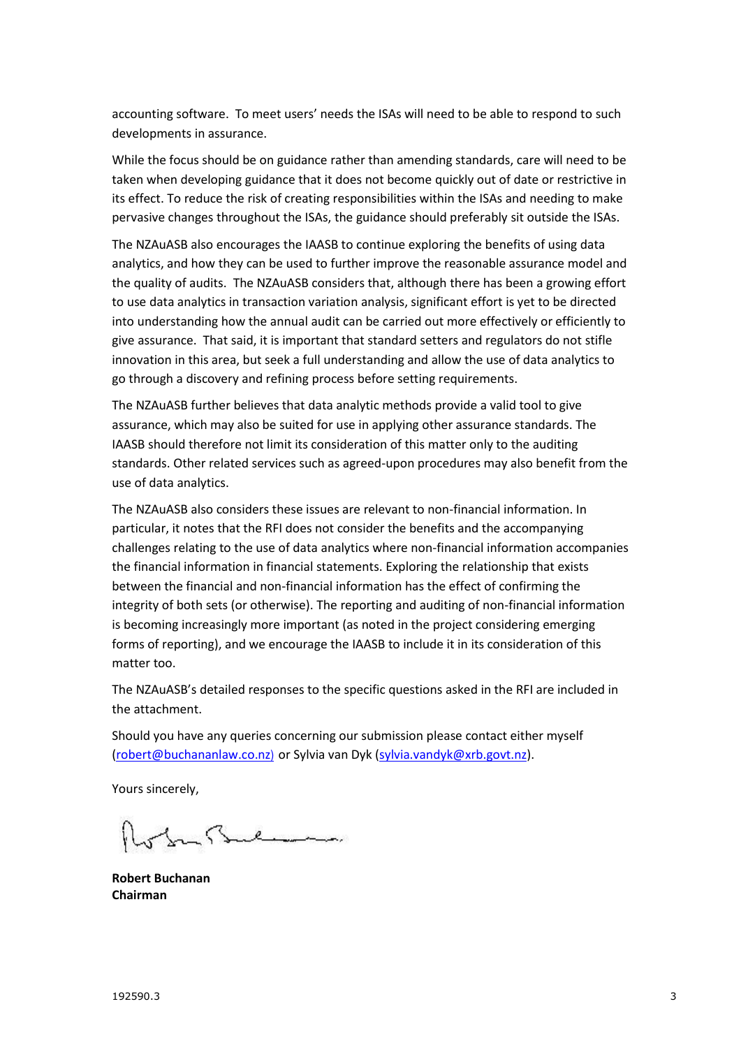accounting software. To meet users' needs the ISAs will need to be able to respond to such developments in assurance.

While the focus should be on guidance rather than amending standards, care will need to be taken when developing guidance that it does not become quickly out of date or restrictive in its effect. To reduce the risk of creating responsibilities within the ISAs and needing to make pervasive changes throughout the ISAs, the guidance should preferably sit outside the ISAs.

The NZAuASB also encourages the IAASB to continue exploring the benefits of using data analytics, and how they can be used to further improve the reasonable assurance model and the quality of audits. The NZAuASB considers that, although there has been a growing effort to use data analytics in transaction variation analysis, significant effort is yet to be directed into understanding how the annual audit can be carried out more effectively or efficiently to give assurance. That said, it is important that standard setters and regulators do not stifle innovation in this area, but seek a full understanding and allow the use of data analytics to go through a discovery and refining process before setting requirements.

The NZAuASB further believes that data analytic methods provide a valid tool to give assurance, which may also be suited for use in applying other assurance standards. The IAASB should therefore not limit its consideration of this matter only to the auditing standards. Other related services such as agreed-upon procedures may also benefit from the use of data analytics.

The NZAuASB also considers these issues are relevant to non-financial information. In particular, it notes that the RFI does not consider the benefits and the accompanying challenges relating to the use of data analytics where non-financial information accompanies the financial information in financial statements. Exploring the relationship that exists between the financial and non-financial information has the effect of confirming the integrity of both sets (or otherwise). The reporting and auditing of non-financial information is becoming increasingly more important (as noted in the project considering emerging forms of reporting), and we encourage the IAASB to include it in its consideration of this matter too.

The NZAuASB's detailed responses to the specific questions asked in the RFI are included in the attachment.

Should you have any queries concerning our submission please contact either myself (robert@buchananlaw.co.nz) or Sylvia van Dyk (sylvia.vandyk@xrb.govt.nz).

Yours sincerely,

**Robert Buchanan**
**Chairman**

192590.3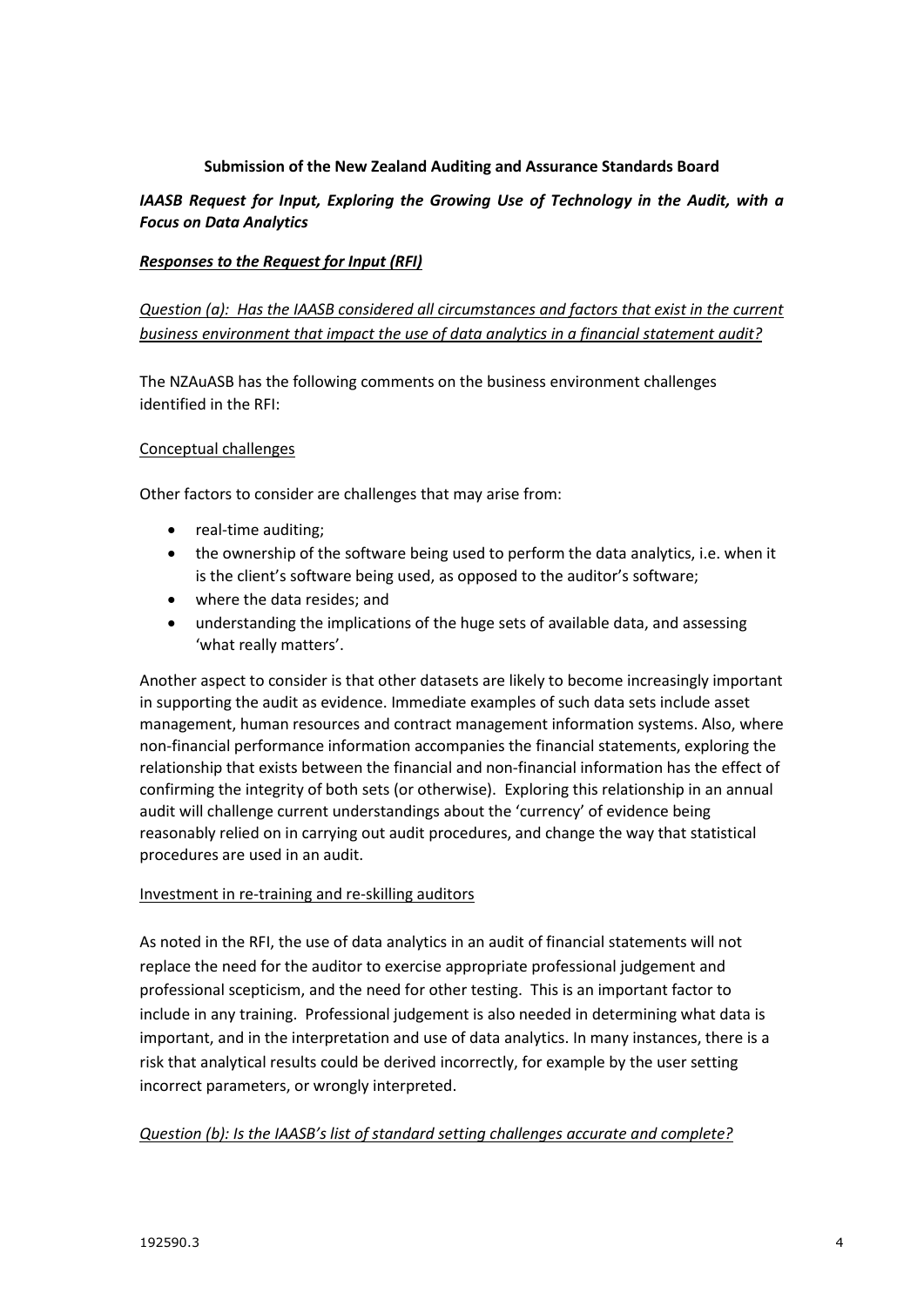**Submission of the New Zealand Auditing and Assurance Standards Board**

***IAASB Request for Input, Exploring the Growing Use of Technology in the Audit, with a Focus on Data Analytics***

***Responses to the Request for Input (RFI)***

*Question (a): Has the IAASB considered all circumstances and factors that exist in the current business environment that impact the use of data analytics in a financial statement audit?*

The NZAuASB has the following comments on the business environment challenges identified in the RFI:

Conceptual challenges

Other factors to consider are challenges that may arise from:

- real-time auditing;
- the ownership of the software being used to perform the data analytics, i.e. when it is the client's software being used, as opposed to the auditor's software;
- where the data resides; and
- understanding the implications of the huge sets of available data, and assessing 'what really matters'.

Another aspect to consider is that other datasets are likely to become increasingly important in supporting the audit as evidence. Immediate examples of such data sets include asset management, human resources and contract management information systems. Also, where non-financial performance information accompanies the financial statements, exploring the relationship that exists between the financial and non-financial information has the effect of confirming the integrity of both sets (or otherwise). Exploring this relationship in an annual audit will challenge current understandings about the 'currency' of evidence being reasonably relied on in carrying out audit procedures, and change the way that statistical procedures are used in an audit.

Investment in re-training and re-skilling auditors

As noted in the RFI, the use of data analytics in an audit of financial statements will not replace the need for the auditor to exercise appropriate professional judgement and professional scepticism, and the need for other testing. This is an important factor to include in any training. Professional judgement is also needed in determining what data is important, and in the interpretation and use of data analytics. In many instances, there is a risk that analytical results could be derived incorrectly, for example by the user setting incorrect parameters, or wrongly interpreted.

*Question (b): Is the IAASB's list of standard setting challenges accurate and complete?*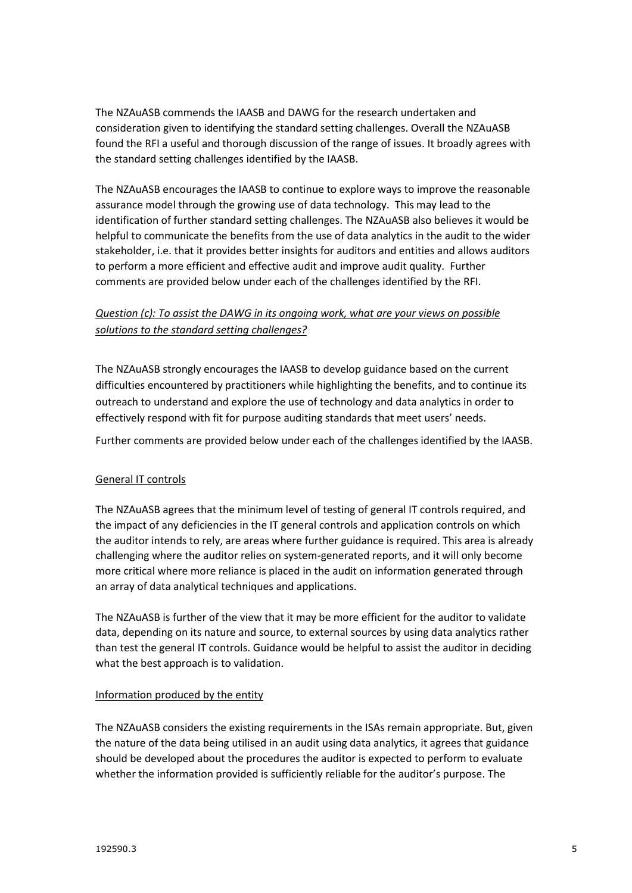The NZAuASB commends the IAASB and DAWG for the research undertaken and consideration given to identifying the standard setting challenges. Overall the NZAuASB found the RFI a useful and thorough discussion of the range of issues. It broadly agrees with the standard setting challenges identified by the IAASB.

The NZAuASB encourages the IAASB to continue to explore ways to improve the reasonable assurance model through the growing use of data technology. This may lead to the identification of further standard setting challenges. The NZAuASB also believes it would be helpful to communicate the benefits from the use of data analytics in the audit to the wider stakeholder, i.e. that it provides better insights for auditors and entities and allows auditors to perform a more efficient and effective audit and improve audit quality. Further comments are provided below under each of the challenges identified by the RFI.

*Question (c): To assist the DAWG in its ongoing work, what are your views on possible solutions to the standard setting challenges?*

The NZAuASB strongly encourages the IAASB to develop guidance based on the current difficulties encountered by practitioners while highlighting the benefits, and to continue its outreach to understand and explore the use of technology and data analytics in order to effectively respond with fit for purpose auditing standards that meet users' needs.

Further comments are provided below under each of the challenges identified by the IAASB.

General IT controls

The NZAuASB agrees that the minimum level of testing of general IT controls required, and the impact of any deficiencies in the IT general controls and application controls on which the auditor intends to rely, are areas where further guidance is required. This area is already challenging where the auditor relies on system-generated reports, and it will only become more critical where more reliance is placed in the audit on information generated through an array of data analytical techniques and applications.

The NZAuASB is further of the view that it may be more efficient for the auditor to validate data, depending on its nature and source, to external sources by using data analytics rather than test the general IT controls. Guidance would be helpful to assist the auditor in deciding what the best approach is to validation.

Information produced by the entity

The NZAuASB considers the existing requirements in the ISAs remain appropriate. But, given the nature of the data being utilised in an audit using data analytics, it agrees that guidance should be developed about the procedures the auditor is expected to perform to evaluate whether the information provided is sufficiently reliable for the auditor's purpose. The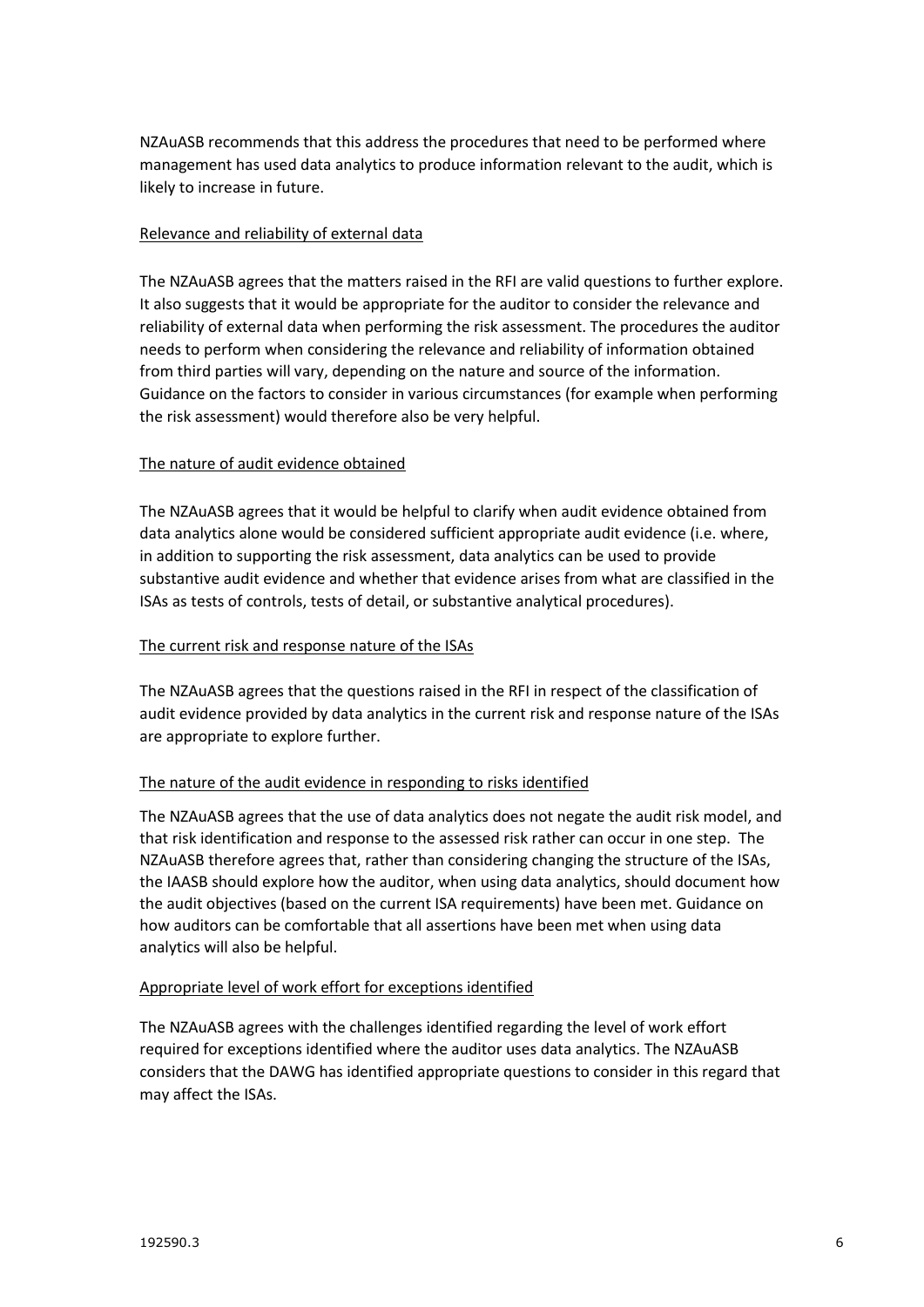NZAuASB recommends that this address the procedures that need to be performed where management has used data analytics to produce information relevant to the audit, which is likely to increase in future.

<u>Relevance and reliability of external data</u>

The NZAuASB agrees that the matters raised in the RFI are valid questions to further explore. It also suggests that it would be appropriate for the auditor to consider the relevance and reliability of external data when performing the risk assessment. The procedures the auditor needs to perform when considering the relevance and reliability of information obtained from third parties will vary, depending on the nature and source of the information. Guidance on the factors to consider in various circumstances (for example when performing the risk assessment) would therefore also be very helpful.

<u>The nature of audit evidence obtained</u>

The NZAuASB agrees that it would be helpful to clarify when audit evidence obtained from data analytics alone would be considered sufficient appropriate audit evidence (i.e. where, in addition to supporting the risk assessment, data analytics can be used to provide substantive audit evidence and whether that evidence arises from what are classified in the ISAs as tests of controls, tests of detail, or substantive analytical procedures).

<u>The current risk and response nature of the ISAs</u>

The NZAuASB agrees that the questions raised in the RFI in respect of the classification of audit evidence provided by data analytics in the current risk and response nature of the ISAs are appropriate to explore further.

<u>The nature of the audit evidence in responding to risks identified</u>

The NZAuASB agrees that the use of data analytics does not negate the audit risk model, and that risk identification and response to the assessed risk rather can occur in one step. The NZAuASB therefore agrees that, rather than considering changing the structure of the ISAs, the IAASB should explore how the auditor, when using data analytics, should document how the audit objectives (based on the current ISA requirements) have been met. Guidance on how auditors can be comfortable that all assertions have been met when using data analytics will also be helpful.

<u>Appropriate level of work effort for exceptions identified</u>

The NZAuASB agrees with the challenges identified regarding the level of work effort required for exceptions identified where the auditor uses data analytics. The NZAuASB considers that the DAWG has identified appropriate questions to consider in this regard that may affect the ISAs.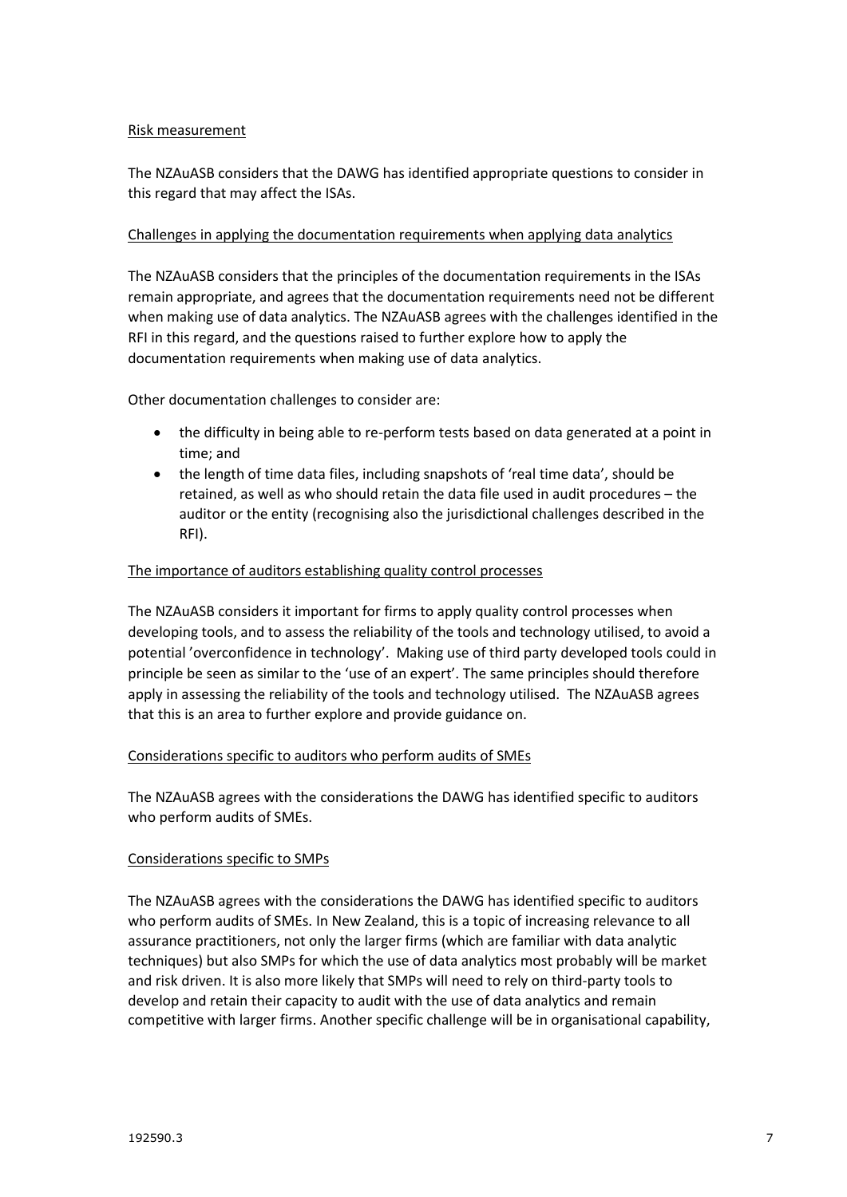Risk measurement

The NZAuASB considers that the DAWG has identified appropriate questions to consider in this regard that may affect the ISAs.

Challenges in applying the documentation requirements when applying data analytics

The NZAuASB considers that the principles of the documentation requirements in the ISAs remain appropriate, and agrees that the documentation requirements need not be different when making use of data analytics. The NZAuASB agrees with the challenges identified in the RFI in this regard, and the questions raised to further explore how to apply the documentation requirements when making use of data analytics.

Other documentation challenges to consider are:

- the difficulty in being able to re-perform tests based on data generated at a point in time; and
- the length of time data files, including snapshots of 'real time data', should be retained, as well as who should retain the data file used in audit procedures – the auditor or the entity (recognising also the jurisdictional challenges described in the RFI).

The importance of auditors establishing quality control processes

The NZAuASB considers it important for firms to apply quality control processes when developing tools, and to assess the reliability of the tools and technology utilised, to avoid a potential 'overconfidence in technology'. Making use of third party developed tools could in principle be seen as similar to the 'use of an expert'. The same principles should therefore apply in assessing the reliability of the tools and technology utilised. The NZAuASB agrees that this is an area to further explore and provide guidance on.

Considerations specific to auditors who perform audits of SMEs

The NZAuASB agrees with the considerations the DAWG has identified specific to auditors who perform audits of SMEs.

Considerations specific to SMPs

The NZAuASB agrees with the considerations the DAWG has identified specific to auditors who perform audits of SMEs. In New Zealand, this is a topic of increasing relevance to all assurance practitioners, not only the larger firms (which are familiar with data analytic techniques) but also SMPs for which the use of data analytics most probably will be market and risk driven. It is also more likely that SMPs will need to rely on third-party tools to develop and retain their capacity to audit with the use of data analytics and remain competitive with larger firms. Another specific challenge will be in organisational capability,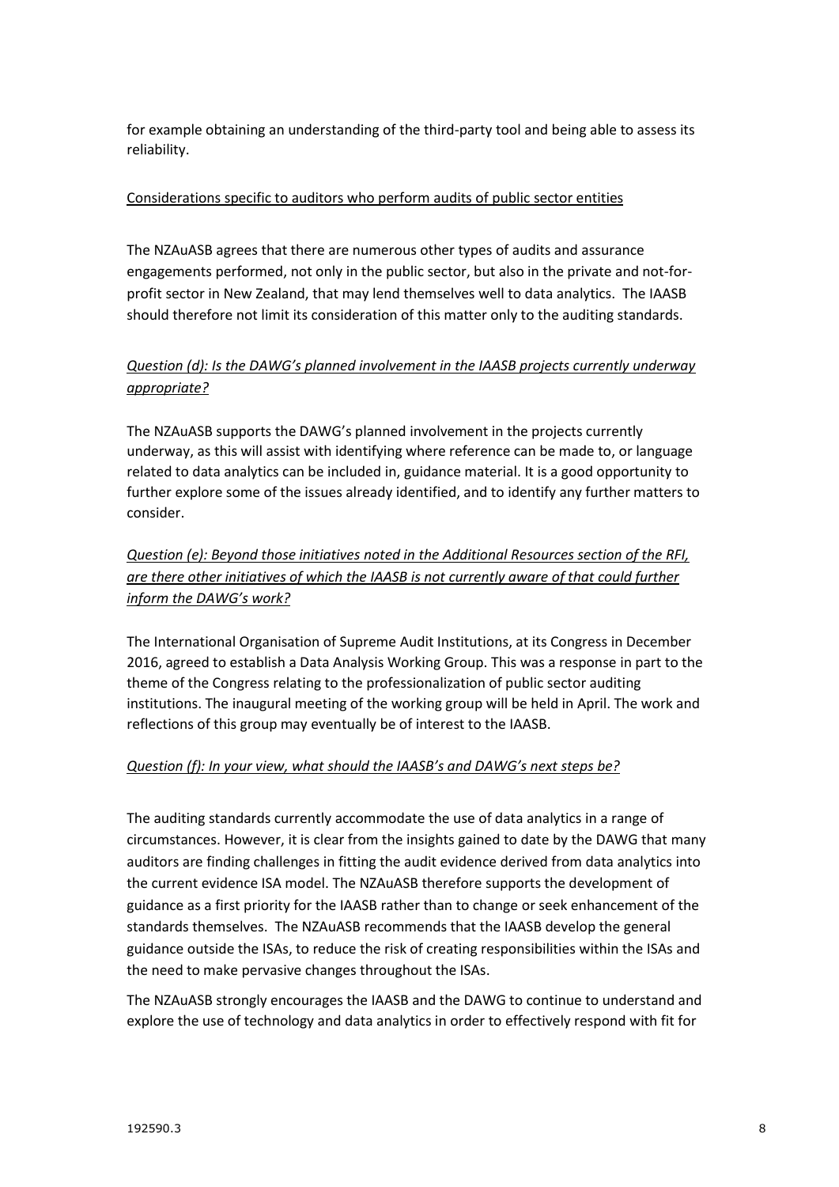for example obtaining an understanding of the third-party tool and being able to assess its reliability.

<u>Considerations specific to auditors who perform audits of public sector entities</u>

The NZAuASB agrees that there are numerous other types of audits and assurance engagements performed, not only in the public sector, but also in the private and not-for-profit sector in New Zealand, that may lend themselves well to data analytics. The IAASB should therefore not limit its consideration of this matter only to the auditing standards.

*<u>Question (d): Is the DAWG's planned involvement in the IAASB projects currently underway appropriate?</u>*

The NZAuASB supports the DAWG's planned involvement in the projects currently underway, as this will assist with identifying where reference can be made to, or language related to data analytics can be included in, guidance material. It is a good opportunity to further explore some of the issues already identified, and to identify any further matters to consider.

*<u>Question (e): Beyond those initiatives noted in the Additional Resources section of the RFI, are there other initiatives of which the IAASB is not currently aware of that could further inform the DAWG's work?</u>*

The International Organisation of Supreme Audit Institutions, at its Congress in December 2016, agreed to establish a Data Analysis Working Group. This was a response in part to the theme of the Congress relating to the professionalization of public sector auditing institutions. The inaugural meeting of the working group will be held in April. The work and reflections of this group may eventually be of interest to the IAASB.

*<u>Question (f): In your view, what should the IAASB's and DAWG's next steps be?</u>*

The auditing standards currently accommodate the use of data analytics in a range of circumstances. However, it is clear from the insights gained to date by the DAWG that many auditors are finding challenges in fitting the audit evidence derived from data analytics into the current evidence ISA model. The NZAuASB therefore supports the development of guidance as a first priority for the IAASB rather than to change or seek enhancement of the standards themselves. The NZAuASB recommends that the IAASB develop the general guidance outside the ISAs, to reduce the risk of creating responsibilities within the ISAs and the need to make pervasive changes throughout the ISAs.

The NZAuASB strongly encourages the IAASB and the DAWG to continue to understand and explore the use of technology and data analytics in order to effectively respond with fit for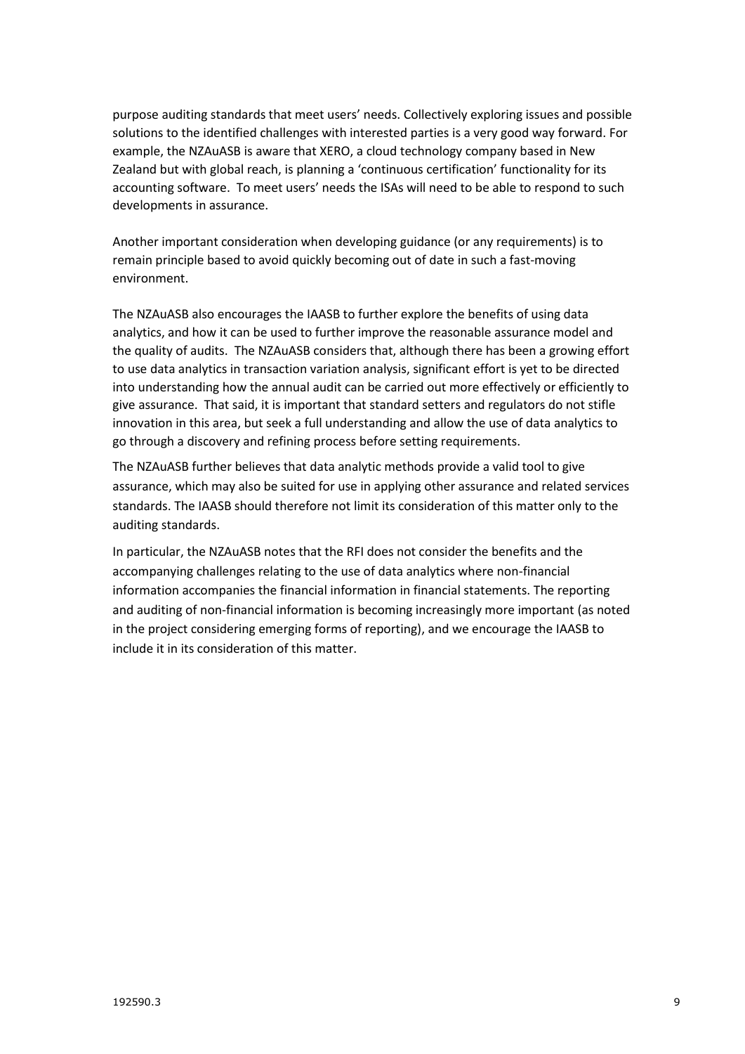purpose auditing standards that meet users' needs. Collectively exploring issues and possible solutions to the identified challenges with interested parties is a very good way forward. For example, the NZAuASB is aware that XERO, a cloud technology company based in New Zealand but with global reach, is planning a 'continuous certification' functionality for its accounting software. To meet users' needs the ISAs will need to be able to respond to such developments in assurance.

Another important consideration when developing guidance (or any requirements) is to remain principle based to avoid quickly becoming out of date in such a fast-moving environment.

The NZAuASB also encourages the IAASB to further explore the benefits of using data analytics, and how it can be used to further improve the reasonable assurance model and the quality of audits. The NZAuASB considers that, although there has been a growing effort to use data analytics in transaction variation analysis, significant effort is yet to be directed into understanding how the annual audit can be carried out more effectively or efficiently to give assurance. That said, it is important that standard setters and regulators do not stifle innovation in this area, but seek a full understanding and allow the use of data analytics to go through a discovery and refining process before setting requirements.

The NZAuASB further believes that data analytic methods provide a valid tool to give assurance, which may also be suited for use in applying other assurance and related services standards. The IAASB should therefore not limit its consideration of this matter only to the auditing standards.

In particular, the NZAuASB notes that the RFI does not consider the benefits and the accompanying challenges relating to the use of data analytics where non-financial information accompanies the financial information in financial statements. The reporting and auditing of non-financial information is becoming increasingly more important (as noted in the project considering emerging forms of reporting), and we encourage the IAASB to include it in its consideration of this matter.